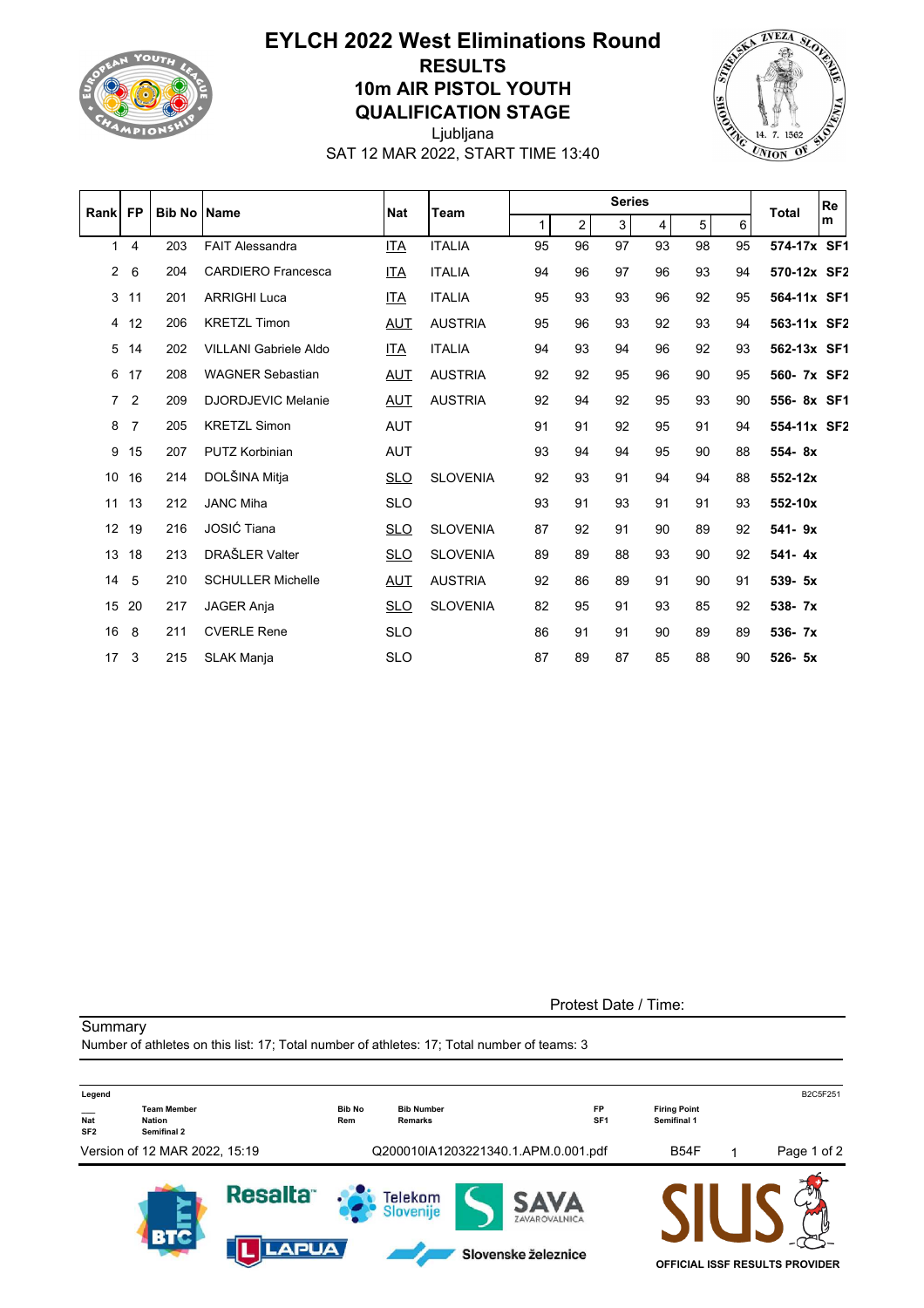# EYLCH 2022 West Eliminations Round

## RESULTS

## 10m AIR PISTOL YOUTH

## QUALIFICATION STAGE

Ljubljana

SAT 12 MAR 2022, START TIME 13:40

| Rank | FP | Bib No | Name | Nat | Team | Series 1 | 2 | 3 | 4 | 5 | 6 | Total | Rem |
|---|---|---|---|---|---|---|---|---|---|---|---|---|---|
| 1 | 4 | 203 | FAIT Alessandra | ITA | ITALIA | 95 | 96 | 97 | 93 | 98 | 95 | **574-17x** | **SF1** |
| 2 | 6 | 204 | CARDIERO Francesca | ITA | ITALIA | 94 | 96 | 97 | 96 | 93 | 94 | **570-12x** | **SF2** |
| 3 | 11 | 201 | ARRIGHI Luca | ITA | ITALIA | 95 | 93 | 93 | 96 | 92 | 95 | **564-11x** | **SF1** |
| 4 | 12 | 206 | KRETZL Timon | AUT | AUSTRIA | 95 | 96 | 93 | 92 | 93 | 94 | **563-11x** | **SF2** |
| 5 | 14 | 202 | VILLANI Gabriele Aldo | ITA | ITALIA | 94 | 93 | 94 | 96 | 92 | 93 | **562-13x** | **SF1** |
| 6 | 17 | 208 | WAGNER Sebastian | AUT | AUSTRIA | 92 | 92 | 95 | 96 | 90 | 95 | **560- 7x** | **SF2** |
| 7 | 2 | 209 | DJORDJEVIC Melanie | AUT | AUSTRIA | 92 | 94 | 92 | 95 | 93 | 90 | **556- 8x** | **SF1** |
| 8 | 7 | 205 | KRETZL Simon | AUT | | 91 | 91 | 92 | 95 | 91 | 94 | **554-11x** | **SF2** |
| 9 | 15 | 207 | PUTZ Korbinian | AUT | | 93 | 94 | 94 | 95 | 90 | 88 | **554- 8x** | |
| 10 | 16 | 214 | DOLŠINA Mitja | SLO | SLOVENIA | 92 | 93 | 91 | 94 | 94 | 88 | **552-12x** | |
| 11 | 13 | 212 | JANC Miha | SLO | | 93 | 91 | 93 | 91 | 91 | 93 | **552-10x** | |
| 12 | 19 | 216 | JOSIĆ Tiana | SLO | SLOVENIA | 87 | 92 | 91 | 90 | 89 | 92 | **541- 9x** | |
| 13 | 18 | 213 | DRAŠLER Valter | SLO | SLOVENIA | 89 | 89 | 88 | 93 | 90 | 92 | **541- 4x** | |
| 14 | 5 | 210 | SCHULLER Michelle | AUT | AUSTRIA | 92 | 86 | 89 | 91 | 90 | 91 | **539- 5x** | |
| 15 | 20 | 217 | JAGER Anja | SLO | SLOVENIA | 82 | 95 | 91 | 93 | 85 | 92 | **538- 7x** | |
| 16 | 8 | 211 | CVERLE Rene | SLO | | 86 | 91 | 91 | 90 | 89 | 89 | **536- 7x** | |
| 17 | 3 | 215 | SLAK Manja | SLO | | 87 | 89 | 87 | 85 | 88 | 90 | **526- 5x** | |

Protest Date / Time:

Summary

Number of athletes on this list: 17; Total number of athletes: 17; Total number of teams: 3

**Legend**

| | | | | | |
|---|---|---|---|---|---|
| ___ | Team Member | Bib No | Bib Number | FP | Firing Point |
| Nat | Nation | Rem | Remarks | SF1 | Semifinal 1 |
| SF2 | Semifinal 2 | | | | |

B2C5F251

Version of 12 MAR 2022, 15:19 Q200010IA1203221340.1.APM.0.001.pdf B54F 1

OFFICIAL ISSF RESULTS PROVIDER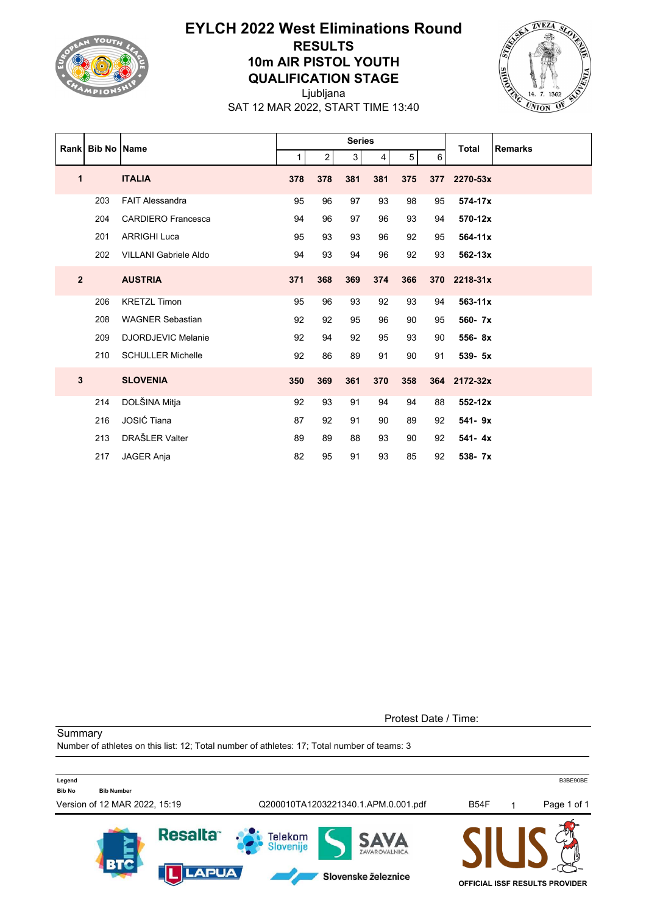# EYLCH 2022 West Eliminations Round

## RESULTS

## 10m AIR PISTOL YOUTH

## QUALIFICATION STAGE

Ljubljana

SAT 12 MAR 2022, START TIME 13:40

| Rank | Bib No | Name | Series 1 | 2 | 3 | 4 | 5 | 6 | Total | Remarks |
|---|---|---|---|---|---|---|---|---|---|---|
| **1** | | **ITALIA** | **378** | **378** | **381** | **381** | **375** | **377** | **2270-53x** | |
| | 203 | FAIT Alessandra | 95 | 96 | 97 | 93 | 98 | 95 | **574-17x** | |
| | 204 | CARDIERO Francesca | 94 | 96 | 97 | 96 | 93 | 94 | **570-12x** | |
| | 201 | ARRIGHI Luca | 95 | 93 | 93 | 96 | 92 | 95 | **564-11x** | |
| | 202 | VILLANI Gabriele Aldo | 94 | 93 | 94 | 96 | 92 | 93 | **562-13x** | |
| **2** | | **AUSTRIA** | **371** | **368** | **369** | **374** | **366** | **370** | **2218-31x** | |
| | 206 | KRETZL Timon | 95 | 96 | 93 | 92 | 93 | 94 | **563-11x** | |
| | 208 | WAGNER Sebastian | 92 | 92 | 95 | 96 | 90 | 95 | **560- 7x** | |
| | 209 | DJORDJEVIC Melanie | 92 | 94 | 92 | 95 | 93 | 90 | **556- 8x** | |
| | 210 | SCHULLER Michelle | 92 | 86 | 89 | 91 | 90 | 91 | **539- 5x** | |
| **3** | | **SLOVENIA** | **350** | **369** | **361** | **370** | **358** | **364** | **2172-32x** | |
| | 214 | DOLŠINA Mitja | 92 | 93 | 91 | 94 | 94 | 88 | **552-12x** | |
| | 216 | JOSIĆ Tiana | 87 | 92 | 91 | 90 | 89 | 92 | **541- 9x** | |
| | 213 | DRAŠLER Valter | 89 | 89 | 88 | 93 | 90 | 92 | **541- 4x** | |
| | 217 | JAGER Anja | 82 | 95 | 91 | 93 | 85 | 92 | **538- 7x** | |

Protest Date / Time:

Summary

Number of athletes on this list: 12; Total number of athletes: 17; Total number of teams: 3

**Legend**

**Bib No** — **Bib Number**

Version of 12 MAR 2022, 15:19 — Q200010TA1203221340.1.APM.0.001.pdf — B54F — 1

OFFICIAL ISSF RESULTS PROVIDER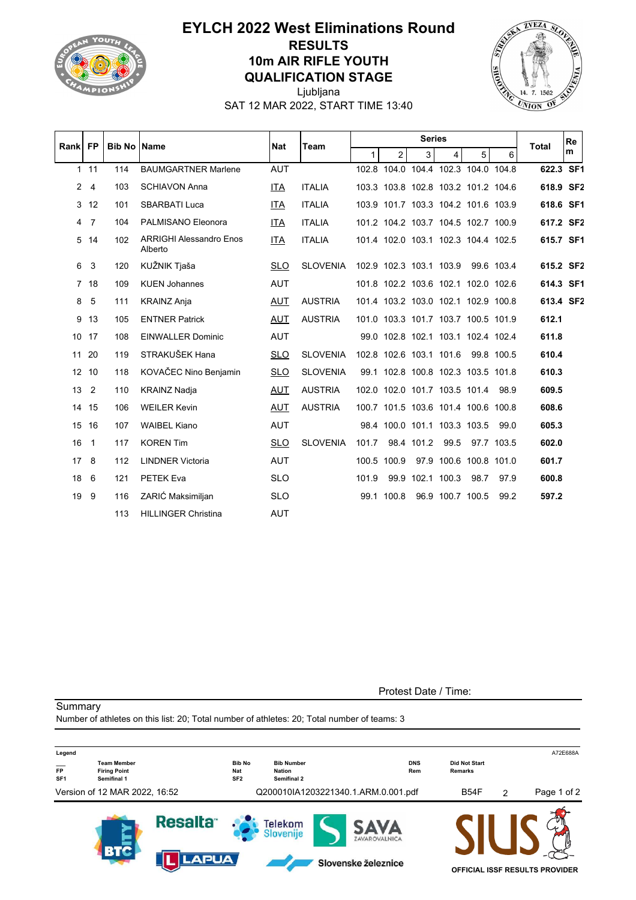# EYLCH 2022 West Eliminations Round

## RESULTS

## 10m AIR RIFLE YOUTH

## QUALIFICATION STAGE

Ljubljana

SAT 12 MAR 2022, START TIME 13:40

| Rank | FP | Bib No | Name | Nat | Team | Series 1 | 2 | 3 | 4 | 5 | 6 | Total | Rem |
|---|---|---|---|---|---|---|---|---|---|---|---|---|---|
| 1 | 11 | 114 | BAUMGARTNER Marlene | AUT | | 102.8 | 104.0 | 104.4 | 102.3 | 104.0 | 104.8 | **622.3** | **SF1** |
| 2 | 4 | 103 | SCHIAVON Anna | ITA | ITALIA | 103.3 | 103.8 | 102.8 | 103.2 | 101.2 | 104.6 | **618.9** | **SF2** |
| 3 | 12 | 101 | SBARBATI Luca | ITA | ITALIA | 103.9 | 101.7 | 103.3 | 104.2 | 101.6 | 103.9 | **618.6** | **SF1** |
| 4 | 7 | 104 | PALMISANO Eleonora | ITA | ITALIA | 101.2 | 104.2 | 103.7 | 104.5 | 102.7 | 100.9 | **617.2** | **SF2** |
| 5 | 14 | 102 | ARRIGHI Alessandro Enos Alberto | ITA | ITALIA | 101.4 | 102.0 | 103.1 | 102.3 | 104.4 | 102.5 | **615.7** | **SF1** |
| 6 | 3 | 120 | KUŽNIK Tjaša | SLO | SLOVENIA | 102.9 | 102.3 | 103.1 | 103.9 | 99.6 | 103.4 | **615.2** | **SF2** |
| 7 | 18 | 109 | KUEN Johannes | AUT | | 101.8 | 102.2 | 103.6 | 102.1 | 102.0 | 102.6 | **614.3** | **SF1** |
| 8 | 5 | 111 | KRAINZ Anja | AUT | AUSTRIA | 101.4 | 103.2 | 103.0 | 102.1 | 102.9 | 100.8 | **613.4** | **SF2** |
| 9 | 13 | 105 | ENTNER Patrick | AUT | AUSTRIA | 101.0 | 103.3 | 101.7 | 103.7 | 100.5 | 101.9 | **612.1** | |
| 10 | 17 | 108 | EINWALLER Dominic | AUT | | 99.0 | 102.8 | 102.1 | 103.1 | 102.4 | 102.4 | **611.8** | |
| 11 | 20 | 119 | STRAKUŠEK Hana | SLO | SLOVENIA | 102.8 | 102.6 | 103.1 | 101.6 | 99.8 | 100.5 | **610.4** | |
| 12 | 10 | 118 | KOVAČEC Nino Benjamin | SLO | SLOVENIA | 99.1 | 102.8 | 100.8 | 102.3 | 103.5 | 101.8 | **610.3** | |
| 13 | 2 | 110 | KRAINZ Nadja | AUT | AUSTRIA | 102.0 | 102.0 | 101.7 | 103.5 | 101.4 | 98.9 | **609.5** | |
| 14 | 15 | 106 | WEILER Kevin | AUT | AUSTRIA | 100.7 | 101.5 | 103.6 | 101.4 | 100.6 | 100.8 | **608.6** | |
| 15 | 16 | 107 | WAIBEL Kiano | AUT | | 98.4 | 100.0 | 101.1 | 103.3 | 103.5 | 99.0 | **605.3** | |
| 16 | 1 | 117 | KOREN Tim | SLO | SLOVENIA | 101.7 | 98.4 | 101.2 | 99.5 | 97.7 | 103.5 | **602.0** | |
| 17 | 8 | 112 | LINDNER Victoria | AUT | | 100.5 | 100.9 | 97.9 | 100.6 | 100.8 | 101.0 | **601.7** | |
| 18 | 6 | 121 | PETEK Eva | SLO | | 101.9 | 99.9 | 102.1 | 100.3 | 98.7 | 97.9 | **600.8** | |
| 19 | 9 | 116 | ZARIĆ Maksimiljan | SLO | | 99.1 | 100.8 | 96.9 | 100.7 | 100.5 | 99.2 | **597.2** | |
| | | 113 | HILLINGER Christina | AUT | | | | | | | | | |

Protest Date / Time:

**Summary**

Number of athletes on this list: 20; Total number of athletes: 20; Total number of teams: 3

**Legend**

| | | | | | |
|---|---|---|---|---|---|
| ___ | Team Member | Bib No | Bib Number | DNS | Did Not Start |
| FP | Firing Point | Nat | Nation | Rem | Remarks |
| SF1 | Semifinal 1 | SF2 | Semifinal 2 | | |

A72E688A

Version of 12 MAR 2022, 16:52 Q200010IA1203221340.1.ARM.0.001.pdf B54F 2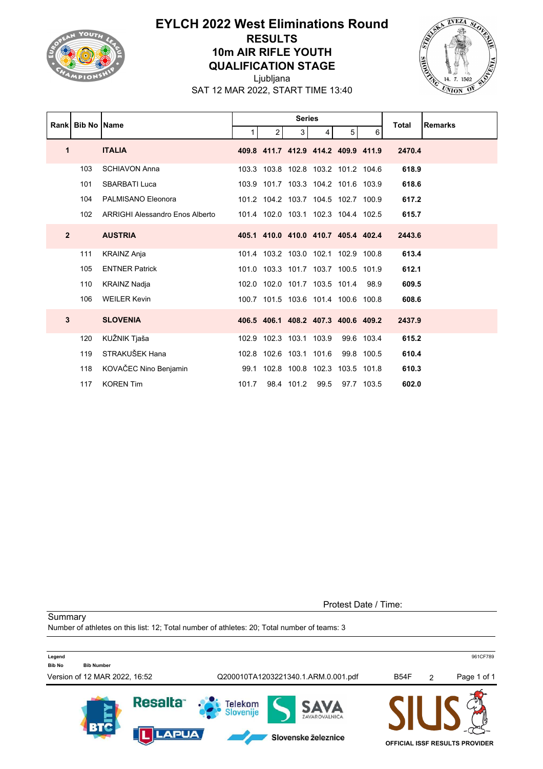# EYLCH 2022 West Eliminations Round

## RESULTS

## 10m AIR RIFLE YOUTH

## QUALIFICATION STAGE

Ljubljana

SAT 12 MAR 2022, START TIME 13:40

| Rank | Bib No | Name | Series 1 | 2 | 3 | 4 | 5 | 6 | Total | Remarks |
|---|---|---|---|---|---|---|---|---|---|---|
| **1** | | **ITALIA** | **409.8** | **411.7** | **412.9** | **414.2** | **409.9** | **411.9** | **2470.4** | |
| | 103 | SCHIAVON Anna | 103.3 | 103.8 | 102.8 | 103.2 | 101.2 | 104.6 | **618.9** | |
| | 101 | SBARBATI Luca | 103.9 | 101.7 | 103.3 | 104.2 | 101.6 | 103.9 | **618.6** | |
| | 104 | PALMISANO Eleonora | 101.2 | 104.2 | 103.7 | 104.5 | 102.7 | 100.9 | **617.2** | |
| | 102 | ARRIGHI Alessandro Enos Alberto | 101.4 | 102.0 | 103.1 | 102.3 | 104.4 | 102.5 | **615.7** | |
| **2** | | **AUSTRIA** | **405.1** | **410.0** | **410.0** | **410.7** | **405.4** | **402.4** | **2443.6** | |
| | 111 | KRAINZ Anja | 101.4 | 103.2 | 103.0 | 102.1 | 102.9 | 100.8 | **613.4** | |
| | 105 | ENTNER Patrick | 101.0 | 103.3 | 101.7 | 103.7 | 100.5 | 101.9 | **612.1** | |
| | 110 | KRAINZ Nadja | 102.0 | 102.0 | 101.7 | 103.5 | 101.4 | 98.9 | **609.5** | |
| | 106 | WEILER Kevin | 100.7 | 101.5 | 103.6 | 101.4 | 100.6 | 100.8 | **608.6** | |
| **3** | | **SLOVENIA** | **406.5** | **406.1** | **408.2** | **407.3** | **400.6** | **409.2** | **2437.9** | |
| | 120 | KUŽNIK Tjaša | 102.9 | 102.3 | 103.1 | 103.9 | 99.6 | 103.4 | **615.2** | |
| | 119 | STRAKUŠEK Hana | 102.8 | 102.6 | 103.1 | 101.6 | 99.8 | 100.5 | **610.4** | |
| | 118 | KOVAČEC Nino Benjamin | 99.1 | 102.8 | 100.8 | 102.3 | 103.5 | 101.8 | **610.3** | |
| | 117 | KOREN Tim | 101.7 | 98.4 | 101.2 | 99.5 | 97.7 | 103.5 | **602.0** | |

Protest Date / Time:

Summary

Number of athletes on this list: 12; Total number of athletes: 20; Total number of teams: 3

**Legend**

**Bib No** **Bib Number**

961CF789

Version of 12 MAR 2022, 16:52 Q200010TA1203221340.1.ARM.0.001.pdf B54F 2

OFFICIAL ISSF RESULTS PROVIDER